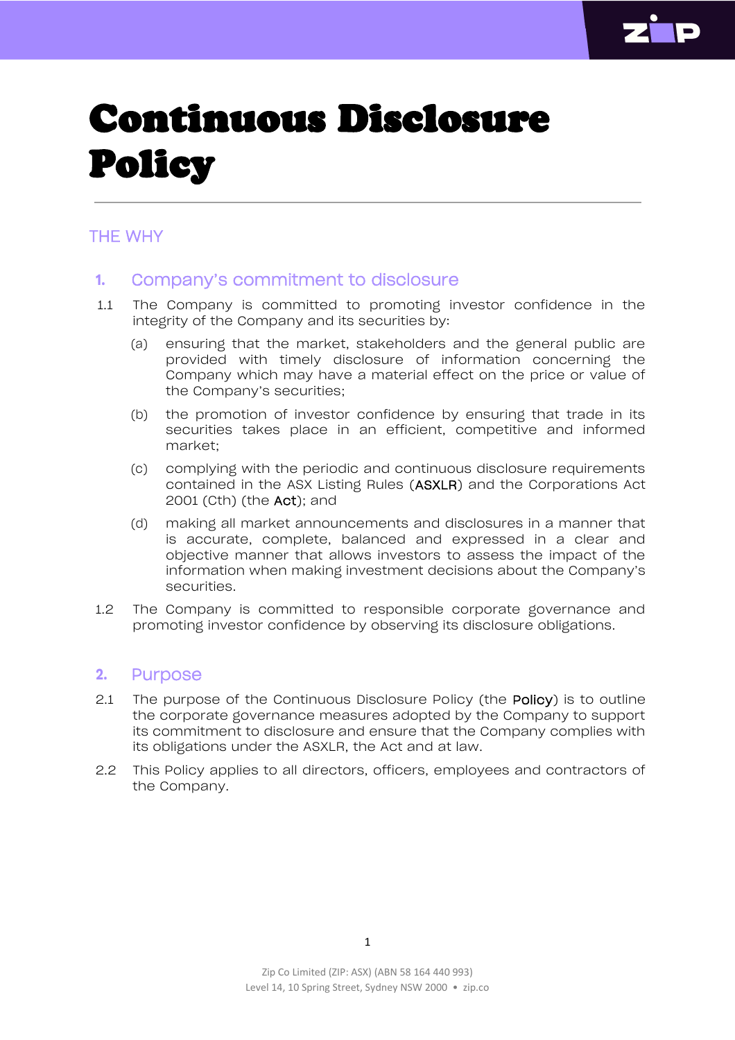# Continuous Disclosure Policy

## THE WHY

### 1. Company's commitment to disclosure

1.1 The Company is committed to promoting investor confidence in the integrity of the Company and its securities by:

(a) ensuring that the market, stakeholders and the general public are provided with timely disclosure of information concerning the Company which may have a material effect on the price or value of the Company's securities;

(b) the promotion of investor confidence by ensuring that trade in its securities takes place in an efficient, competitive and informed market;

(c) complying with the periodic and continuous disclosure requirements contained in the ASX Listing Rules (**ASXLR**) and the Corporations Act 2001 (Cth) (the **Act**); and

(d) making all market announcements and disclosures in a manner that is accurate, complete, balanced and expressed in a clear and objective manner that allows investors to assess the impact of the information when making investment decisions about the Company's securities.

1.2 The Company is committed to responsible corporate governance and promoting investor confidence by observing its disclosure obligations.

### 2. Purpose

2.1 The purpose of the Continuous Disclosure Policy (the **Policy**) is to outline the corporate governance measures adopted by the Company to support its commitment to disclosure and ensure that the Company complies with its obligations under the ASXLR, the Act and at law.

2.2 This Policy applies to all directors, officers, employees and contractors of the Company.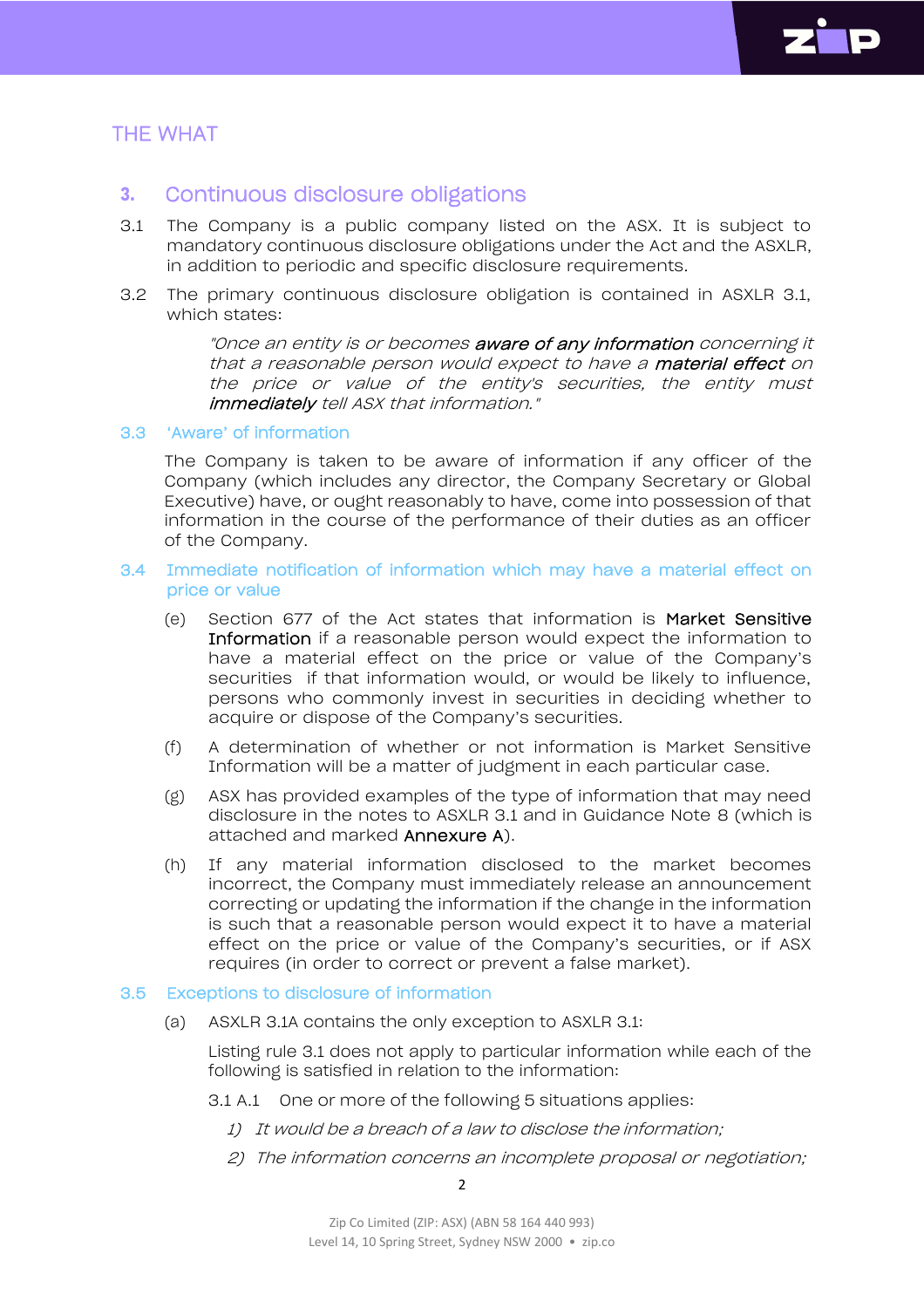# THE WHAT

## 3. Continuous disclosure obligations

3.1 The Company is a public company listed on the ASX. It is subject to mandatory continuous disclosure obligations under the Act and the ASXLR, in addition to periodic and specific disclosure requirements.

3.2 The primary continuous disclosure obligation is contained in ASXLR 3.1, which states:

> *"Once an entity is or becomes **aware of any information** concerning it that a reasonable person would expect to have a **material effect** on the price or value of the entity's securities, the entity must **immediately** tell ASX that information."*

### 3.3 'Aware' of information

The Company is taken to be aware of information if any officer of the Company (which includes any director, the Company Secretary or Global Executive) have, or ought reasonably to have, come into possession of that information in the course of the performance of their duties as an officer of the Company.

### 3.4 Immediate notification of information which may have a material effect on price or value

(e) Section 677 of the Act states that information is **Market Sensitive Information** if a reasonable person would expect the information to have a material effect on the price or value of the Company's securities if that information would, or would be likely to influence, persons who commonly invest in securities in deciding whether to acquire or dispose of the Company's securities.

(f) A determination of whether or not information is Market Sensitive Information will be a matter of judgment in each particular case.

(g) ASX has provided examples of the type of information that may need disclosure in the notes to ASXLR 3.1 and in Guidance Note 8 (which is attached and marked **Annexure A**).

(h) If any material information disclosed to the market becomes incorrect, the Company must immediately release an announcement correcting or updating the information if the change in the information is such that a reasonable person would expect it to have a material effect on the price or value of the Company's securities, or if ASX requires (in order to correct or prevent a false market).

### 3.5 Exceptions to disclosure of information

(a) ASXLR 3.1A contains the only exception to ASXLR 3.1:

Listing rule 3.1 does not apply to particular information while each of the following is satisfied in relation to the information:

3.1 A.1 One or more of the following 5 situations applies:

1) *It would be a breach of a law to disclose the information;*
2) *The information concerns an incomplete proposal or negotiation;*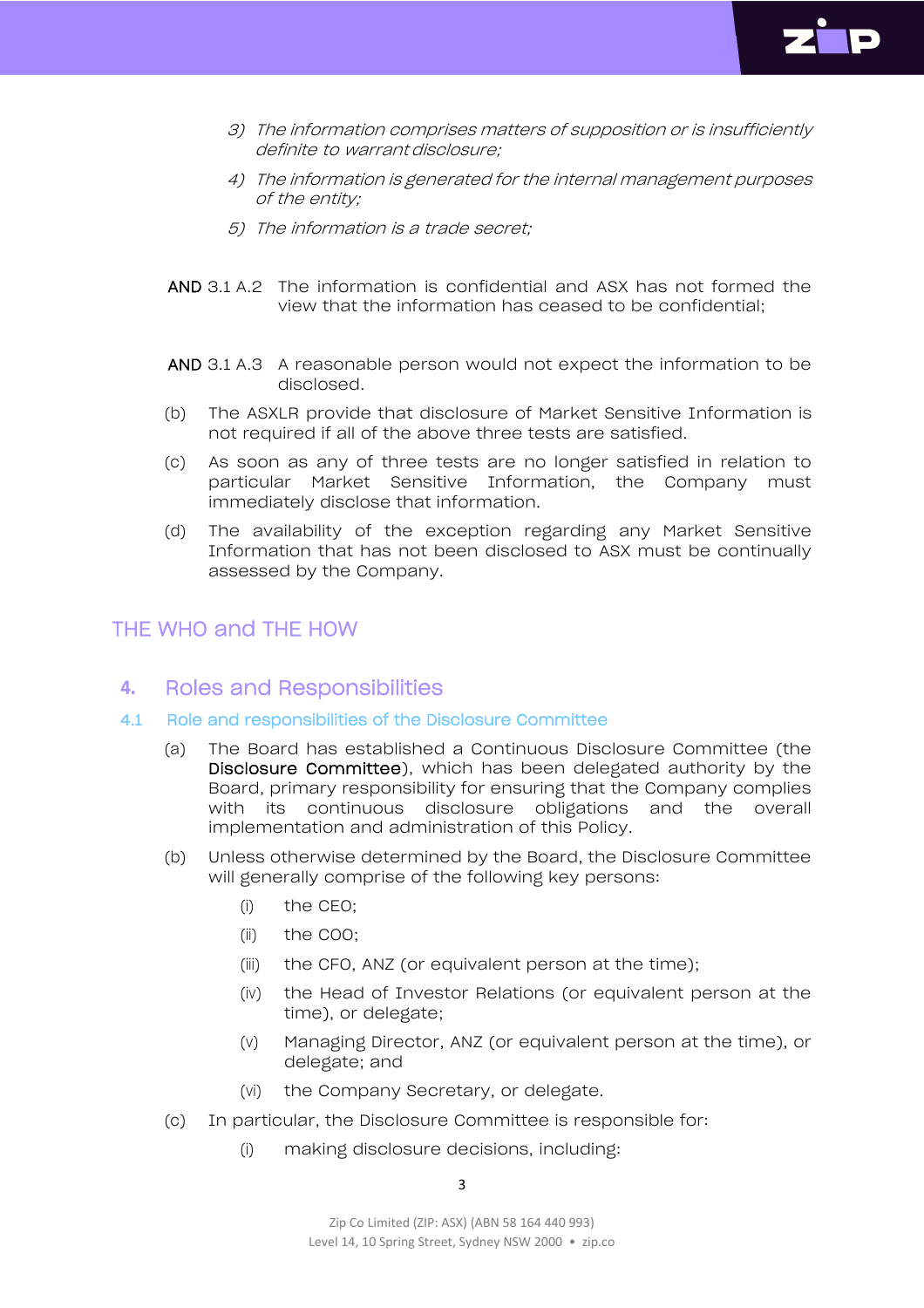3) *The information comprises matters of supposition or is insufficiently definite to warrant disclosure;*

4) *The information is generated for the internal management purposes of the entity;*

5) *The information is a trade secret;*

**AND** 3.1 A.2 The information is confidential and ASX has not formed the view that the information has ceased to be confidential;

**AND** 3.1 A.3 A reasonable person would not expect the information to be disclosed.

(b) The ASXLR provide that disclosure of Market Sensitive Information is not required if all of the above three tests are satisfied.

(c) As soon as any of three tests are no longer satisfied in relation to particular Market Sensitive Information, the Company must immediately disclose that information.

(d) The availability of the exception regarding any Market Sensitive Information that has not been disclosed to ASX must be continually assessed by the Company.

## THE WHO and THE HOW

## 4. Roles and Responsibilities

### 4.1 Role and responsibilities of the Disclosure Committee

(a) The Board has established a Continuous Disclosure Committee (the **Disclosure Committee**), which has been delegated authority by the Board, primary responsibility for ensuring that the Company complies with its continuous disclosure obligations and the overall implementation and administration of this Policy.

(b) Unless otherwise determined by the Board, the Disclosure Committee will generally comprise of the following key persons:

(i) the CEO;

(ii) the COO;

(iii) the CFO, ANZ (or equivalent person at the time);

(iv) the Head of Investor Relations (or equivalent person at the time), or delegate;

(v) Managing Director, ANZ (or equivalent person at the time), or delegate; and

(vi) the Company Secretary, or delegate.

(c) In particular, the Disclosure Committee is responsible for:

(i) making disclosure decisions, including: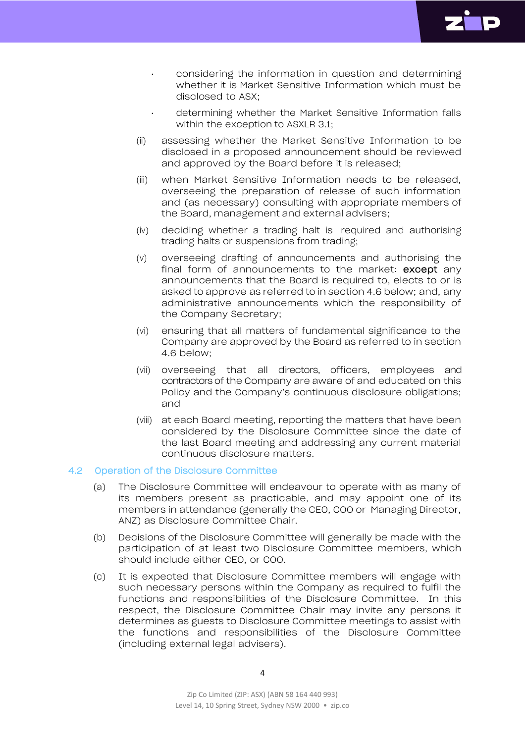- considering the information in question and determining whether it is Market Sensitive Information which must be disclosed to ASX;
- determining whether the Market Sensitive Information falls within the exception to ASXLR 3.1;

(ii) assessing whether the Market Sensitive Information to be disclosed in a proposed announcement should be reviewed and approved by the Board before it is released;

(iii) when Market Sensitive Information needs to be released, overseeing the preparation of release of such information and (as necessary) consulting with appropriate members of the Board, management and external advisers;

(iv) deciding whether a trading halt is required and authorising trading halts or suspensions from trading;

(v) overseeing drafting of announcements and authorising the final form of announcements to the market: **except** any announcements that the Board is required to, elects to or is asked to approve as referred to in section 4.6 below; and, any administrative announcements which the responsibility of the Company Secretary;

(vi) ensuring that all matters of fundamental significance to the Company are approved by the Board as referred to in section 4.6 below;

(vii) overseeing that all directors, officers, employees and contractors of the Company are aware of and educated on this Policy and the Company's continuous disclosure obligations; and

(viii) at each Board meeting, reporting the matters that have been considered by the Disclosure Committee since the date of the last Board meeting and addressing any current material continuous disclosure matters.

## 4.2 Operation of the Disclosure Committee

(a) The Disclosure Committee will endeavour to operate with as many of its members present as practicable, and may appoint one of its members in attendance (generally the CEO, COO or Managing Director, ANZ) as Disclosure Committee Chair.

(b) Decisions of the Disclosure Committee will generally be made with the participation of at least two Disclosure Committee members, which should include either CEO, or COO.

(c) It is expected that Disclosure Committee members will engage with such necessary persons within the Company as required to fulfil the functions and responsibilities of the Disclosure Committee. In this respect, the Disclosure Committee Chair may invite any persons it determines as guests to Disclosure Committee meetings to assist with the functions and responsibilities of the Disclosure Committee (including external legal advisers).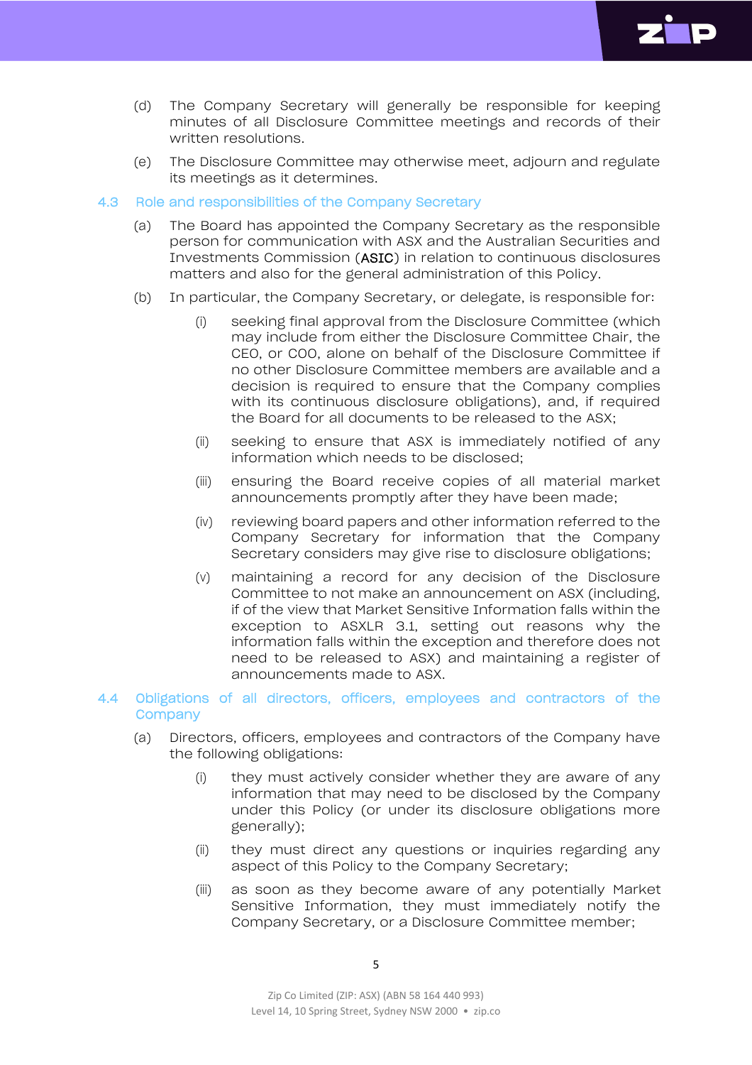(d) The Company Secretary will generally be responsible for keeping minutes of all Disclosure Committee meetings and records of their written resolutions.

(e) The Disclosure Committee may otherwise meet, adjourn and regulate its meetings as it determines.

### 4.3 Role and responsibilities of the Company Secretary

(a) The Board has appointed the Company Secretary as the responsible person for communication with ASX and the Australian Securities and Investments Commission (**ASIC**) in relation to continuous disclosures matters and also for the general administration of this Policy.

(b) In particular, the Company Secretary, or delegate, is responsible for:

  (i) seeking final approval from the Disclosure Committee (which may include from either the Disclosure Committee Chair, the CEO, or COO, alone on behalf of the Disclosure Committee if no other Disclosure Committee members are available and a decision is required to ensure that the Company complies with its continuous disclosure obligations), and, if required the Board for all documents to be released to the ASX;

  (ii) seeking to ensure that ASX is immediately notified of any information which needs to be disclosed;

  (iii) ensuring the Board receive copies of all material market announcements promptly after they have been made;

  (iv) reviewing board papers and other information referred to the Company Secretary for information that the Company Secretary considers may give rise to disclosure obligations;

  (v) maintaining a record for any decision of the Disclosure Committee to not make an announcement on ASX (including, if of the view that Market Sensitive Information falls within the exception to ASXLR 3.1, setting out reasons why the information falls within the exception and therefore does not need to be released to ASX) and maintaining a register of announcements made to ASX.

### 4.4 Obligations of all directors, officers, employees and contractors of the Company

(a) Directors, officers, employees and contractors of the Company have the following obligations:

  (i) they must actively consider whether they are aware of any information that may need to be disclosed by the Company under this Policy (or under its disclosure obligations more generally);

  (ii) they must direct any questions or inquiries regarding any aspect of this Policy to the Company Secretary;

  (iii) as soon as they become aware of any potentially Market Sensitive Information, they must immediately notify the Company Secretary, or a Disclosure Committee member;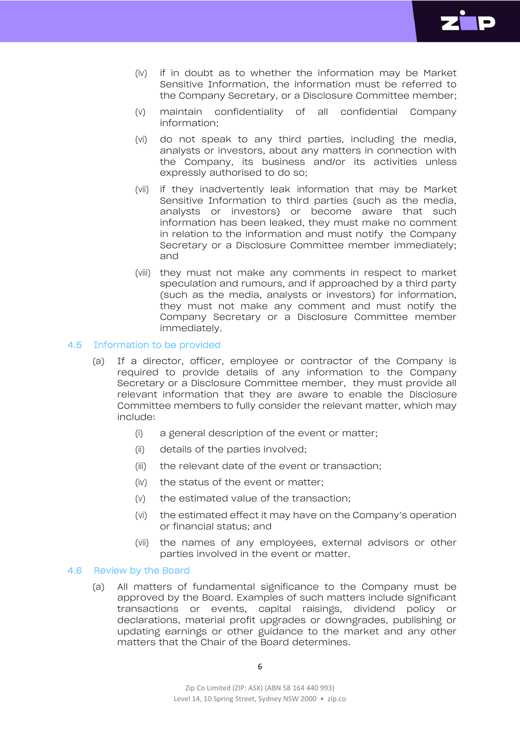(iv) if in doubt as to whether the information may be Market Sensitive Information, the information must be referred to the Company Secretary, or a Disclosure Committee member;

(v) maintain confidentiality of all confidential Company information;

(vi) do not speak to any third parties, including the media, analysts or investors, about any matters in connection with the Company, its business and/or its activities unless expressly authorised to do so;

(vii) if they inadvertently leak information that may be Market Sensitive Information to third parties (such as the media, analysts or investors) or become aware that such information has been leaked, they must make no comment in relation to the information and must notify the Company Secretary or a Disclosure Committee member immediately; and

(viii) they must not make any comments in respect to market speculation and rumours, and if approached by a third party (such as the media, analysts or investors) for information, they must not make any comment and must notify the Company Secretary or a Disclosure Committee member immediately.

## 4.5 Information to be provided

(a) If a director, officer, employee or contractor of the Company is required to provide details of any information to the Company Secretary or a Disclosure Committee member, they must provide all relevant information that they are aware to enable the Disclosure Committee members to fully consider the relevant matter, which may include:

(i) a general description of the event or matter;

(ii) details of the parties involved;

(iii) the relevant date of the event or transaction;

(iv) the status of the event or matter;

(v) the estimated value of the transaction;

(vi) the estimated effect it may have on the Company's operation or financial status; and

(vii) the names of any employees, external advisors or other parties involved in the event or matter.

## 4.6 Review by the Board

(a) All matters of fundamental significance to the Company must be approved by the Board. Examples of such matters include significant transactions or events, capital raisings, dividend policy or declarations, material profit upgrades or downgrades, publishing or updating earnings or other guidance to the market and any other matters that the Chair of the Board determines.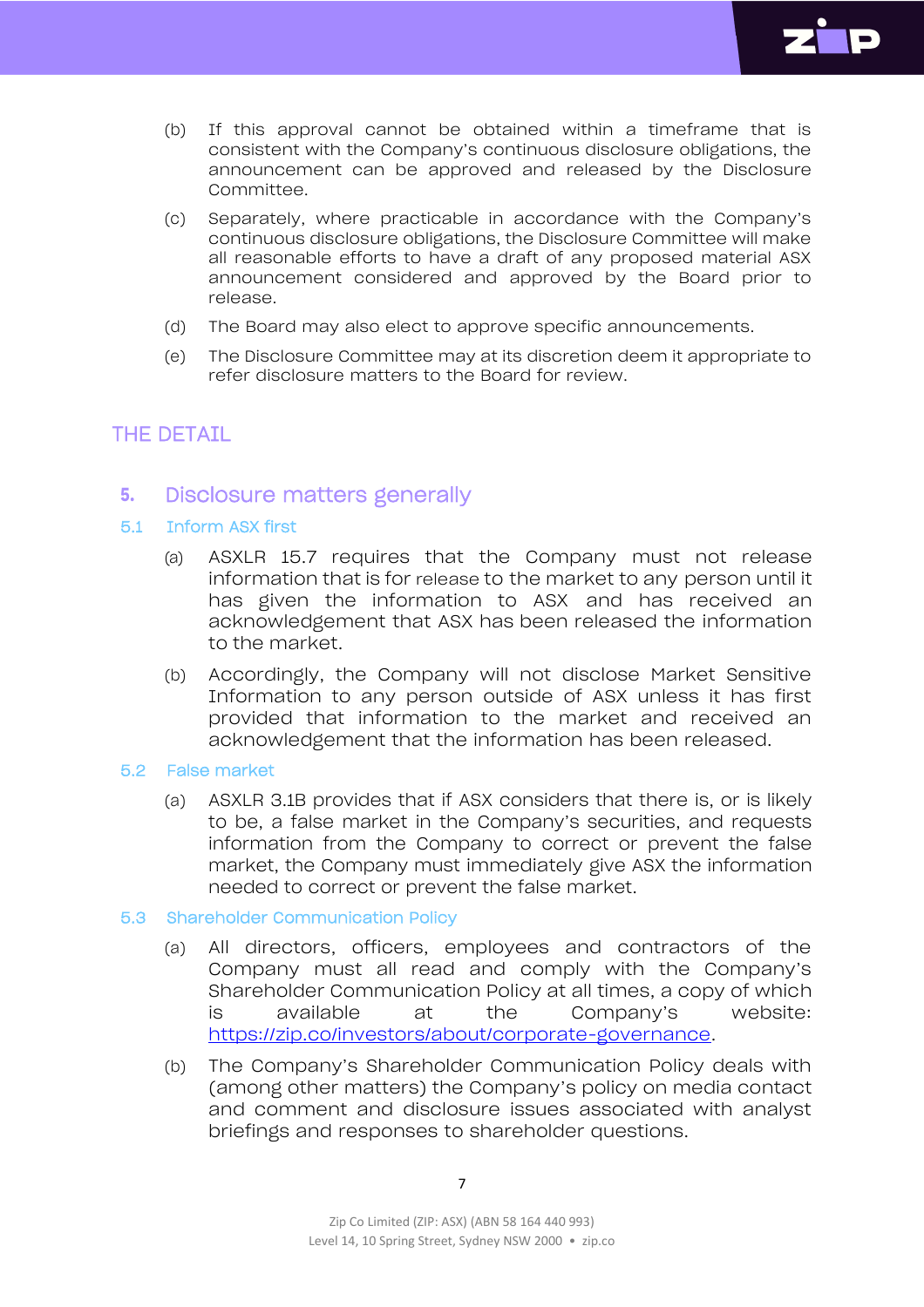(b) If this approval cannot be obtained within a timeframe that is consistent with the Company's continuous disclosure obligations, the announcement can be approved and released by the Disclosure Committee.

(c) Separately, where practicable in accordance with the Company's continuous disclosure obligations, the Disclosure Committee will make all reasonable efforts to have a draft of any proposed material ASX announcement considered and approved by the Board prior to release.

(d) The Board may also elect to approve specific announcements.

(e) The Disclosure Committee may at its discretion deem it appropriate to refer disclosure matters to the Board for review.

# THE DETAIL

## 5. Disclosure matters generally

### 5.1 Inform ASX first

(a) ASXLR 15.7 requires that the Company must not release information that is for release to the market to any person until it has given the information to ASX and has received an acknowledgement that ASX has been released the information to the market.

(b) Accordingly, the Company will not disclose Market Sensitive Information to any person outside of ASX unless it has first provided that information to the market and received an acknowledgement that the information has been released.

### 5.2 False market

(a) ASXLR 3.1B provides that if ASX considers that there is, or is likely to be, a false market in the Company's securities, and requests information from the Company to correct or prevent the false market, the Company must immediately give ASX the information needed to correct or prevent the false market.

### 5.3 Shareholder Communication Policy

(a) All directors, officers, employees and contractors of the Company must all read and comply with the Company's Shareholder Communication Policy at all times, a copy of which is available at the Company's website: https://zip.co/investors/about/corporate-governance.

(b) The Company's Shareholder Communication Policy deals with (among other matters) the Company's policy on media contact and comment and disclosure issues associated with analyst briefings and responses to shareholder questions.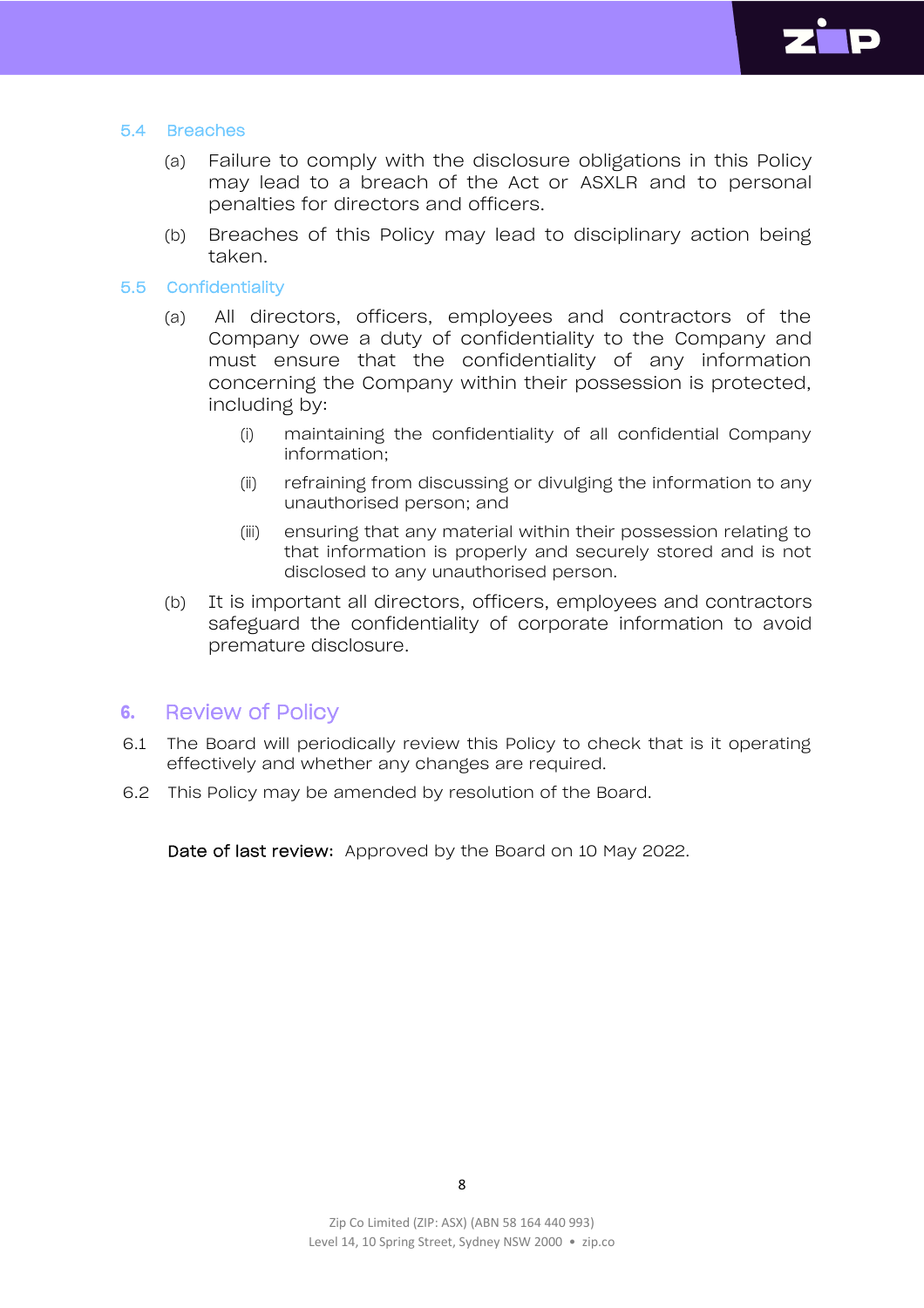### 5.4 Breaches

(a) Failure to comply with the disclosure obligations in this Policy may lead to a breach of the Act or ASXLR and to personal penalties for directors and officers.

(b) Breaches of this Policy may lead to disciplinary action being taken.

### 5.5 Confidentiality

(a) All directors, officers, employees and contractors of the Company owe a duty of confidentiality to the Company and must ensure that the confidentiality of any information concerning the Company within their possession is protected, including by:

  (i) maintaining the confidentiality of all confidential Company information;

  (ii) refraining from discussing or divulging the information to any unauthorised person; and

  (iii) ensuring that any material within their possession relating to that information is properly and securely stored and is not disclosed to any unauthorised person.

(b) It is important all directors, officers, employees and contractors safeguard the confidentiality of corporate information to avoid premature disclosure.

## 6. Review of Policy

6.1 The Board will periodically review this Policy to check that is it operating effectively and whether any changes are required.

6.2 This Policy may be amended by resolution of the Board.

**Date of last review:** Approved by the Board on 10 May 2022.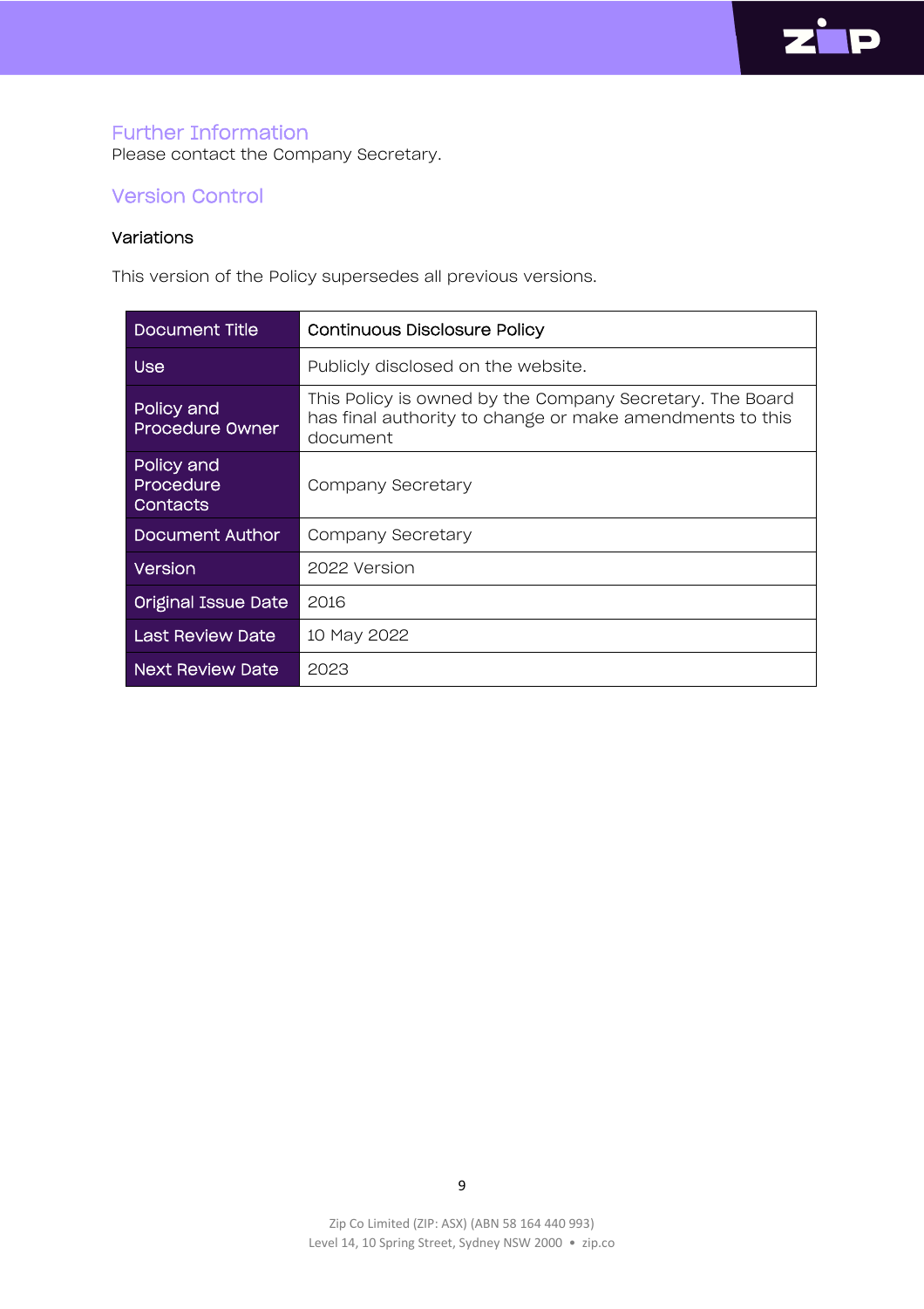## Further Information

Please contact the Company Secretary.

## Version Control

### Variations

This version of the Policy supersedes all previous versions.

| Document Title | Continuous Disclosure Policy |
|---|---|
| Use | Publicly disclosed on the website. |
| Policy and Procedure Owner | This Policy is owned by the Company Secretary. The Board has final authority to change or make amendments to this document |
| Policy and Procedure Contacts | Company Secretary |
| Document Author | Company Secretary |
| Version | 2022 Version |
| Original Issue Date | 2016 |
| Last Review Date | 10 May 2022 |
| Next Review Date | 2023 |

Zip Co Limited (ZIP: ASX) (ABN 58 164 440 993)
Level 14, 10 Spring Street, Sydney NSW 2000 • zip.co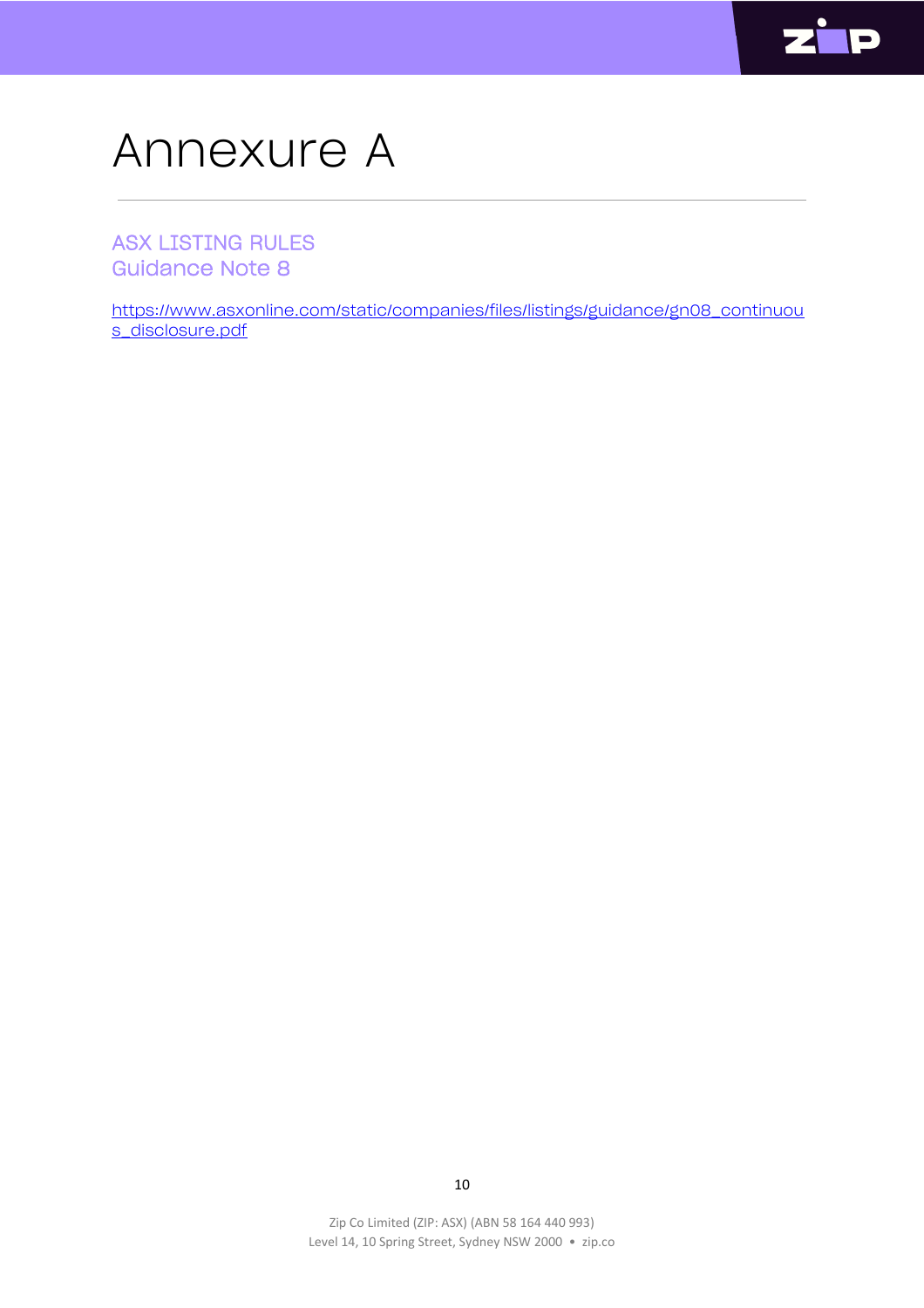# Annexure A

## ASX LISTING RULES
## Guidance Note 8

https://www.asxonline.com/static/companies/files/listings/guidance/gn08_continuous_disclosure.pdf